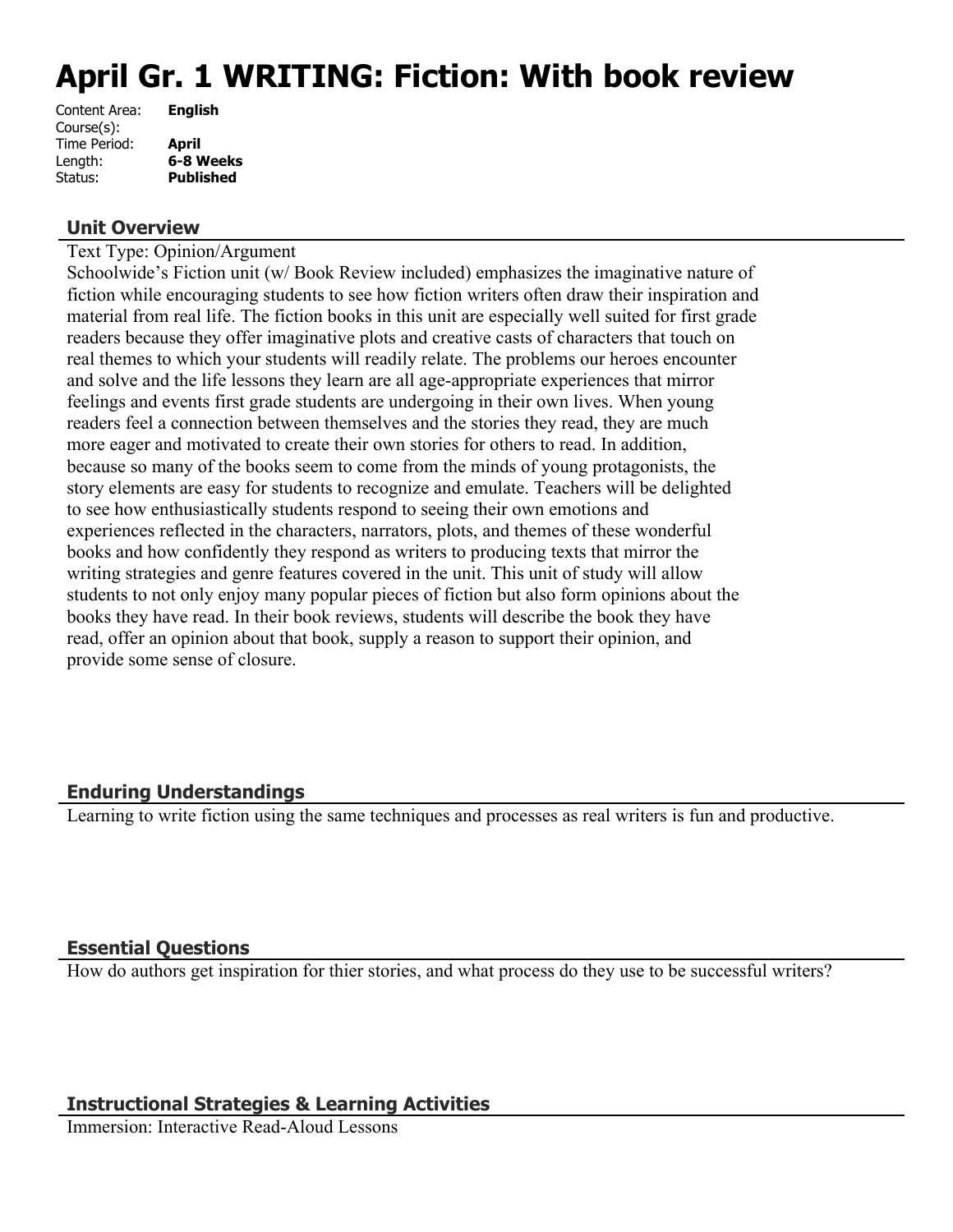# April Gr. 1 WRITING: Fiction: With book review

| | |
|---|---|
| Content Area: | **English** |
| Course(s): | |
| Time Period: | **April** |
| Length: | **6-8 Weeks** |
| Status: | **Published** |

## Unit Overview

Text Type: Opinion/Argument

Schoolwide's Fiction unit (w/ Book Review included) emphasizes the imaginative nature of fiction while encouraging students to see how fiction writers often draw their inspiration and material from real life. The fiction books in this unit are especially well suited for first grade readers because they offer imaginative plots and creative casts of characters that touch on real themes to which your students will readily relate. The problems our heroes encounter and solve and the life lessons they learn are all age-appropriate experiences that mirror feelings and events first grade students are undergoing in their own lives. When young readers feel a connection between themselves and the stories they read, they are much more eager and motivated to create their own stories for others to read. In addition, because so many of the books seem to come from the minds of young protagonists, the story elements are easy for students to recognize and emulate. Teachers will be delighted to see how enthusiastically students respond to seeing their own emotions and experiences reflected in the characters, narrators, plots, and themes of these wonderful books and how confidently they respond as writers to producing texts that mirror the writing strategies and genre features covered in the unit. This unit of study will allow students to not only enjoy many popular pieces of fiction but also form opinions about the books they have read. In their book reviews, students will describe the book they have read, offer an opinion about that book, supply a reason to support their opinion, and provide some sense of closure.

## Enduring Understandings

Learning to write fiction using the same techniques and processes as real writers is fun and productive.

## Essential Questions

How do authors get inspiration for thier stories, and what process do they use to be successful writers?

## Instructional Strategies & Learning Activities

Immersion: Interactive Read-Aloud Lessons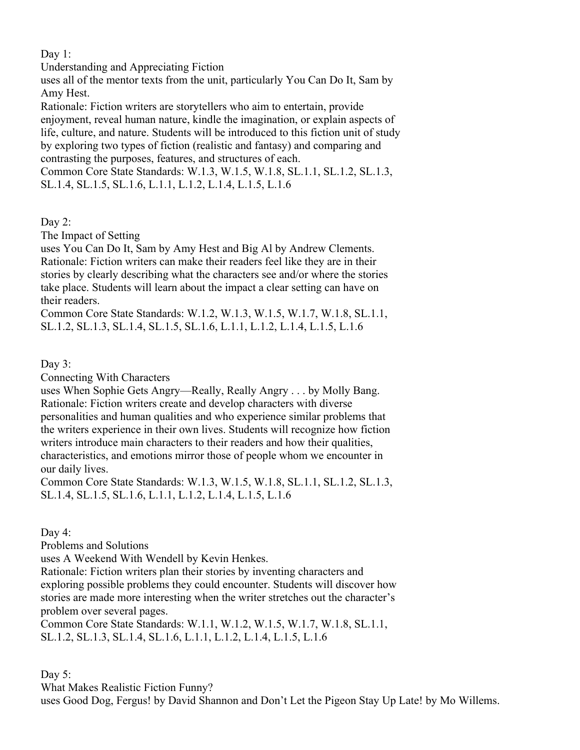Day 1:

Understanding and Appreciating Fiction

uses all of the mentor texts from the unit, particularly You Can Do It, Sam by Amy Hest.

Rationale: Fiction writers are storytellers who aim to entertain, provide enjoyment, reveal human nature, kindle the imagination, or explain aspects of life, culture, and nature. Students will be introduced to this fiction unit of study by exploring two types of fiction (realistic and fantasy) and comparing and contrasting the purposes, features, and structures of each.

Common Core State Standards: W.1.3, W.1.5, W.1.8, SL.1.1, SL.1.2, SL.1.3, SL.1.4, SL.1.5, SL.1.6, L.1.1, L.1.2, L.1.4, L.1.5, L.1.6

Day 2:

The Impact of Setting

uses You Can Do It, Sam by Amy Hest and Big Al by Andrew Clements.

Rationale: Fiction writers can make their readers feel like they are in their stories by clearly describing what the characters see and/or where the stories take place. Students will learn about the impact a clear setting can have on their readers.

Common Core State Standards: W.1.2, W.1.3, W.1.5, W.1.7, W.1.8, SL.1.1, SL.1.2, SL.1.3, SL.1.4, SL.1.5, SL.1.6, L.1.1, L.1.2, L.1.4, L.1.5, L.1.6

Day 3:

Connecting With Characters

uses When Sophie Gets Angry—Really, Really Angry . . . by Molly Bang.

Rationale: Fiction writers create and develop characters with diverse personalities and human qualities and who experience similar problems that the writers experience in their own lives. Students will recognize how fiction writers introduce main characters to their readers and how their qualities, characteristics, and emotions mirror those of people whom we encounter in our daily lives.

Common Core State Standards: W.1.3, W.1.5, W.1.8, SL.1.1, SL.1.2, SL.1.3, SL.1.4, SL.1.5, SL.1.6, L.1.1, L.1.2, L.1.4, L.1.5, L.1.6

Day 4:

Problems and Solutions

uses A Weekend With Wendell by Kevin Henkes.

Rationale: Fiction writers plan their stories by inventing characters and exploring possible problems they could encounter. Students will discover how stories are made more interesting when the writer stretches out the character's problem over several pages.

Common Core State Standards: W.1.1, W.1.2, W.1.5, W.1.7, W.1.8, SL.1.1, SL.1.2, SL.1.3, SL.1.4, SL.1.6, L.1.1, L.1.2, L.1.4, L.1.5, L.1.6

Day 5:

What Makes Realistic Fiction Funny?

uses Good Dog, Fergus! by David Shannon and Don't Let the Pigeon Stay Up Late! by Mo Willems.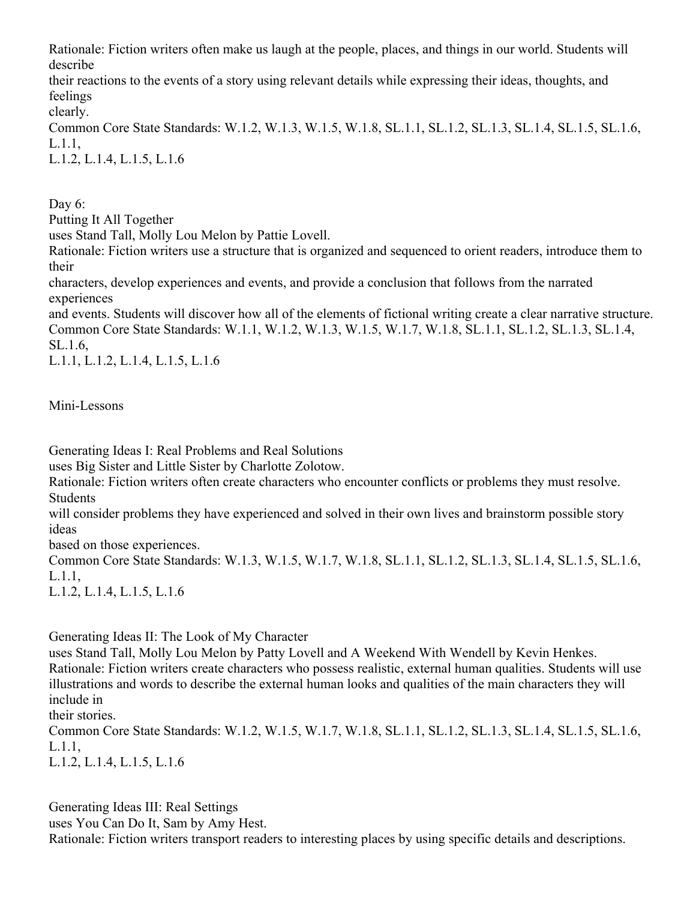Rationale: Fiction writers often make us laugh at the people, places, and things in our world. Students will describe their reactions to the events of a story using relevant details while expressing their ideas, thoughts, and feelings clearly.
Common Core State Standards: W.1.2, W.1.3, W.1.5, W.1.8, SL.1.1, SL.1.2, SL.1.3, SL.1.4, SL.1.5, SL.1.6, L.1.1, L.1.2, L.1.4, L.1.5, L.1.6

Day 6:
Putting It All Together
uses Stand Tall, Molly Lou Melon by Pattie Lovell.
Rationale: Fiction writers use a structure that is organized and sequenced to orient readers, introduce them to their characters, develop experiences and events, and provide a conclusion that follows from the narrated experiences and events. Students will discover how all of the elements of fictional writing create a clear narrative structure.
Common Core State Standards: W.1.1, W.1.2, W.1.3, W.1.5, W.1.7, W.1.8, SL.1.1, SL.1.2, SL.1.3, SL.1.4, SL.1.6, L.1.1, L.1.2, L.1.4, L.1.5, L.1.6

## Mini-Lessons

Generating Ideas I: Real Problems and Real Solutions
uses Big Sister and Little Sister by Charlotte Zolotow.
Rationale: Fiction writers often create characters who encounter conflicts or problems they must resolve. Students will consider problems they have experienced and solved in their own lives and brainstorm possible story ideas based on those experiences.
Common Core State Standards: W.1.3, W.1.5, W.1.7, W.1.8, SL.1.1, SL.1.2, SL.1.3, SL.1.4, SL.1.5, SL.1.6, L.1.1, L.1.2, L.1.4, L.1.5, L.1.6

Generating Ideas II: The Look of My Character
uses Stand Tall, Molly Lou Melon by Patty Lovell and A Weekend With Wendell by Kevin Henkes.
Rationale: Fiction writers create characters who possess realistic, external human qualities. Students will use illustrations and words to describe the external human looks and qualities of the main characters they will include in their stories.
Common Core State Standards: W.1.2, W.1.5, W.1.7, W.1.8, SL.1.1, SL.1.2, SL.1.3, SL.1.4, SL.1.5, SL.1.6, L.1.1, L.1.2, L.1.4, L.1.5, L.1.6

Generating Ideas III: Real Settings
uses You Can Do It, Sam by Amy Hest.
Rationale: Fiction writers transport readers to interesting places by using specific details and descriptions.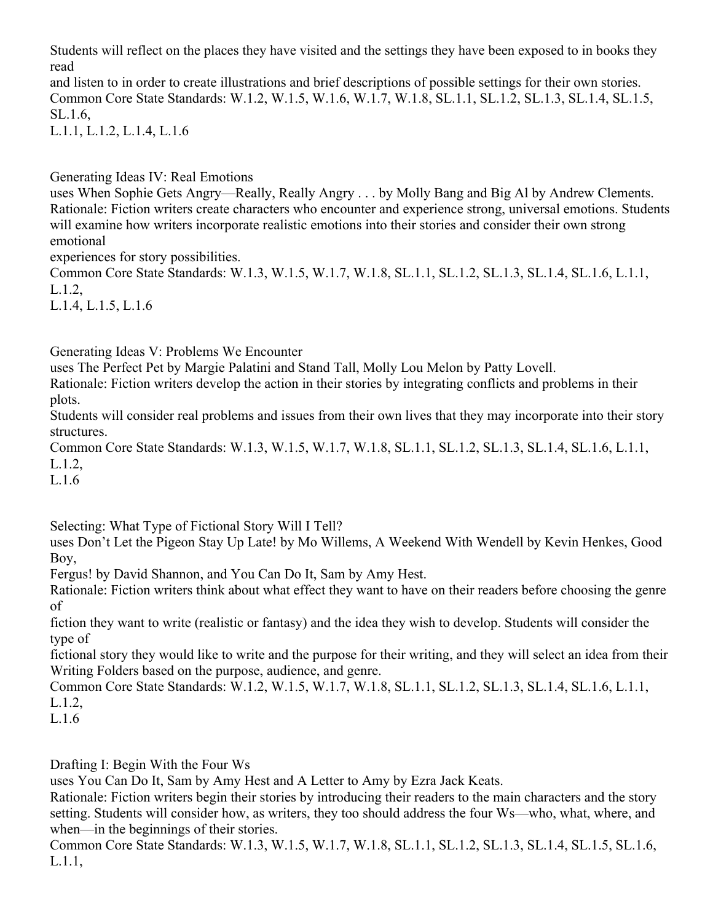Students will reflect on the places they have visited and the settings they have been exposed to in books they read and listen to in order to create illustrations and brief descriptions of possible settings for their own stories.
Common Core State Standards: W.1.2, W.1.5, W.1.6, W.1.7, W.1.8, SL.1.1, SL.1.2, SL.1.3, SL.1.4, SL.1.5, SL.1.6, L.1.1, L.1.2, L.1.4, L.1.6

Generating Ideas IV: Real Emotions
uses When Sophie Gets Angry—Really, Really Angry . . . by Molly Bang and Big Al by Andrew Clements.
Rationale: Fiction writers create characters who encounter and experience strong, universal emotions. Students will examine how writers incorporate realistic emotions into their stories and consider their own strong emotional experiences for story possibilities.
Common Core State Standards: W.1.3, W.1.5, W.1.7, W.1.8, SL.1.1, SL.1.2, SL.1.3, SL.1.4, SL.1.6, L.1.1, L.1.2, L.1.4, L.1.5, L.1.6

Generating Ideas V: Problems We Encounter
uses The Perfect Pet by Margie Palatini and Stand Tall, Molly Lou Melon by Patty Lovell.
Rationale: Fiction writers develop the action in their stories by integrating conflicts and problems in their plots.
Students will consider real problems and issues from their own lives that they may incorporate into their story structures.
Common Core State Standards: W.1.3, W.1.5, W.1.7, W.1.8, SL.1.1, SL.1.2, SL.1.3, SL.1.4, SL.1.6, L.1.1, L.1.2, L.1.6

Selecting: What Type of Fictional Story Will I Tell?
uses Don't Let the Pigeon Stay Up Late! by Mo Willems, A Weekend With Wendell by Kevin Henkes, Good Boy, Fergus! by David Shannon, and You Can Do It, Sam by Amy Hest.
Rationale: Fiction writers think about what effect they want to have on their readers before choosing the genre of fiction they want to write (realistic or fantasy) and the idea they wish to develop. Students will consider the type of fictional story they would like to write and the purpose for their writing, and they will select an idea from their Writing Folders based on the purpose, audience, and genre.
Common Core State Standards: W.1.2, W.1.5, W.1.7, W.1.8, SL.1.1, SL.1.2, SL.1.3, SL.1.4, SL.1.6, L.1.1, L.1.2, L.1.6

Drafting I: Begin With the Four Ws
uses You Can Do It, Sam by Amy Hest and A Letter to Amy by Ezra Jack Keats.
Rationale: Fiction writers begin their stories by introducing their readers to the main characters and the story setting. Students will consider how, as writers, they too should address the four Ws—who, what, where, and when—in the beginnings of their stories.
Common Core State Standards: W.1.3, W.1.5, W.1.7, W.1.8, SL.1.1, SL.1.2, SL.1.3, SL.1.4, SL.1.5, SL.1.6, L.1.1,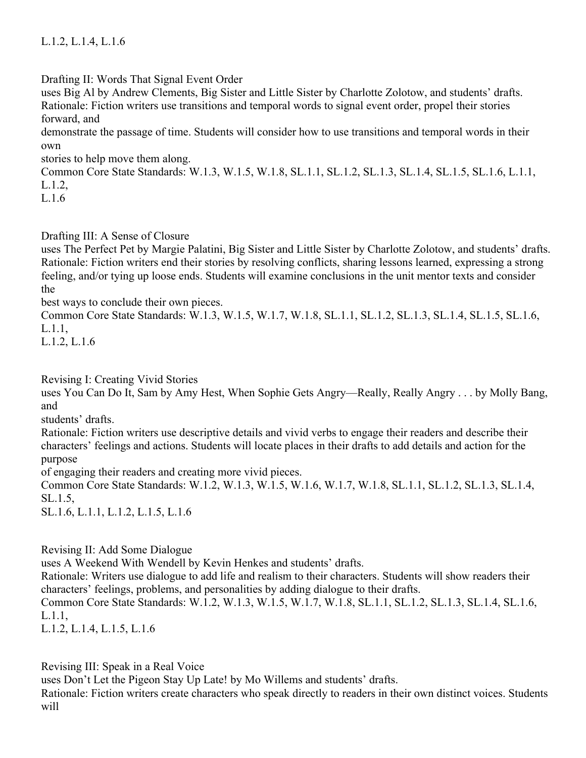L.1.2, L.1.4, L.1.6

Drafting II: Words That Signal Event Order
uses Big Al by Andrew Clements, Big Sister and Little Sister by Charlotte Zolotow, and students' drafts.
Rationale: Fiction writers use transitions and temporal words to signal event order, propel their stories forward, and demonstrate the passage of time. Students will consider how to use transitions and temporal words in their own stories to help move them along.
Common Core State Standards: W.1.3, W.1.5, W.1.8, SL.1.1, SL.1.2, SL.1.3, SL.1.4, SL.1.5, SL.1.6, L.1.1, L.1.2, L.1.6

Drafting III: A Sense of Closure
uses The Perfect Pet by Margie Palatini, Big Sister and Little Sister by Charlotte Zolotow, and students' drafts.
Rationale: Fiction writers end their stories by resolving conflicts, sharing lessons learned, expressing a strong feeling, and/or tying up loose ends. Students will examine conclusions in the unit mentor texts and consider the best ways to conclude their own pieces.
Common Core State Standards: W.1.3, W.1.5, W.1.7, W.1.8, SL.1.1, SL.1.2, SL.1.3, SL.1.4, SL.1.5, SL.1.6, L.1.1, L.1.2, L.1.6

Revising I: Creating Vivid Stories
uses You Can Do It, Sam by Amy Hest, When Sophie Gets Angry—Really, Really Angry . . . by Molly Bang, and students' drafts.
Rationale: Fiction writers use descriptive details and vivid verbs to engage their readers and describe their characters' feelings and actions. Students will locate places in their drafts to add details and action for the purpose of engaging their readers and creating more vivid pieces.
Common Core State Standards: W.1.2, W.1.3, W.1.5, W.1.6, W.1.7, W.1.8, SL.1.1, SL.1.2, SL.1.3, SL.1.4, SL.1.5, SL.1.6, L.1.1, L.1.2, L.1.5, L.1.6

Revising II: Add Some Dialogue
uses A Weekend With Wendell by Kevin Henkes and students' drafts.
Rationale: Writers use dialogue to add life and realism to their characters. Students will show readers their characters' feelings, problems, and personalities by adding dialogue to their drafts.
Common Core State Standards: W.1.2, W.1.3, W.1.5, W.1.7, W.1.8, SL.1.1, SL.1.2, SL.1.3, SL.1.4, SL.1.6, L.1.1, L.1.2, L.1.4, L.1.5, L.1.6

Revising III: Speak in a Real Voice
uses Don't Let the Pigeon Stay Up Late! by Mo Willems and students' drafts.
Rationale: Fiction writers create characters who speak directly to readers in their own distinct voices. Students will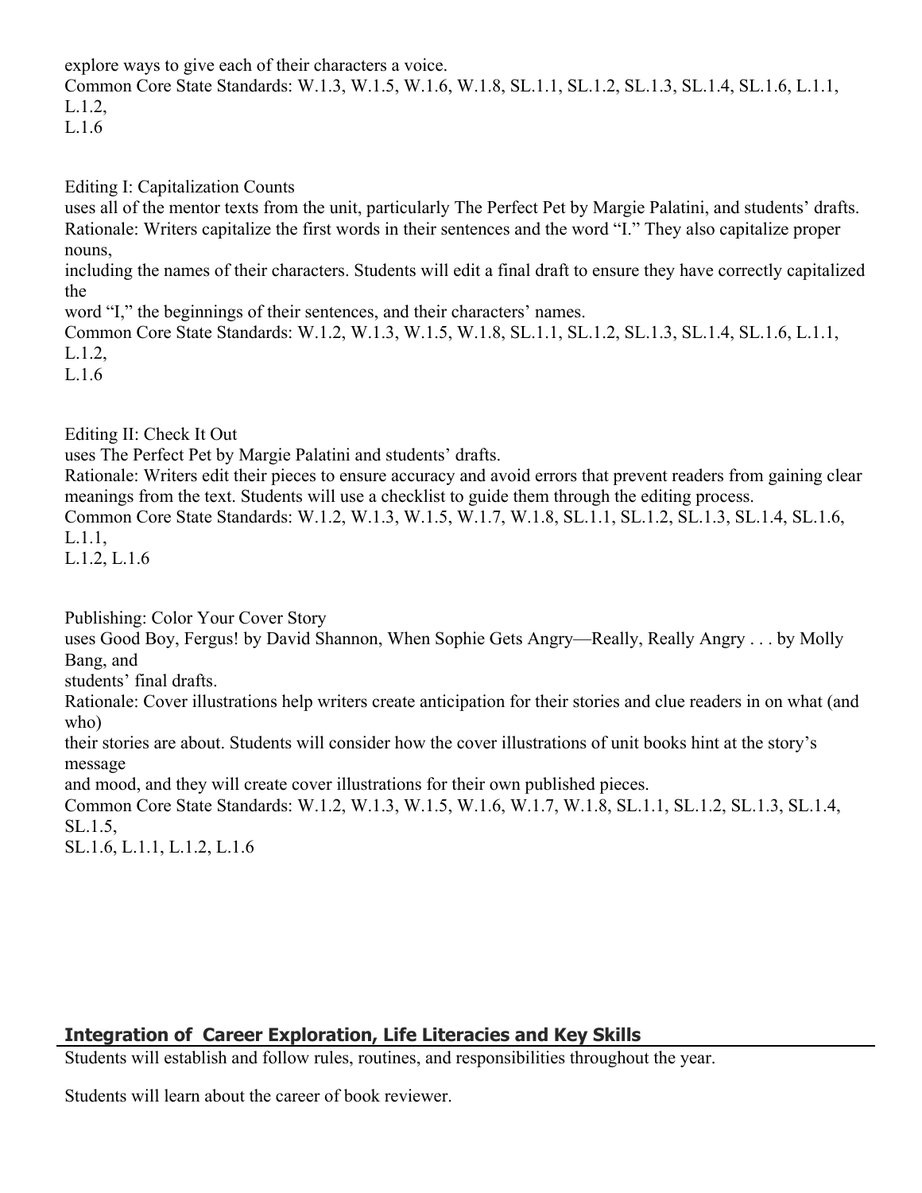explore ways to give each of their characters a voice.
Common Core State Standards: W.1.3, W.1.5, W.1.6, W.1.8, SL.1.1, SL.1.2, SL.1.3, SL.1.4, SL.1.6, L.1.1, L.1.2,
L.1.6

Editing I: Capitalization Counts
uses all of the mentor texts from the unit, particularly The Perfect Pet by Margie Palatini, and students' drafts.
Rationale: Writers capitalize the first words in their sentences and the word "I." They also capitalize proper nouns,
including the names of their characters. Students will edit a final draft to ensure they have correctly capitalized the
word "I," the beginnings of their sentences, and their characters' names.
Common Core State Standards: W.1.2, W.1.3, W.1.5, W.1.8, SL.1.1, SL.1.2, SL.1.3, SL.1.4, SL.1.6, L.1.1, L.1.2,
L.1.6

Editing II: Check It Out
uses The Perfect Pet by Margie Palatini and students' drafts.
Rationale: Writers edit their pieces to ensure accuracy and avoid errors that prevent readers from gaining clear meanings from the text. Students will use a checklist to guide them through the editing process.
Common Core State Standards: W.1.2, W.1.3, W.1.5, W.1.7, W.1.8, SL.1.1, SL.1.2, SL.1.3, SL.1.4, SL.1.6, L.1.1,
L.1.2, L.1.6

Publishing: Color Your Cover Story
uses Good Boy, Fergus! by David Shannon, When Sophie Gets Angry—Really, Really Angry . . . by Molly Bang, and
students' final drafts.
Rationale: Cover illustrations help writers create anticipation for their stories and clue readers in on what (and who)
their stories are about. Students will consider how the cover illustrations of unit books hint at the story's message
and mood, and they will create cover illustrations for their own published pieces.
Common Core State Standards: W.1.2, W.1.3, W.1.5, W.1.6, W.1.7, W.1.8, SL.1.1, SL.1.2, SL.1.3, SL.1.4, SL.1.5,
SL.1.6, L.1.1, L.1.2, L.1.6

## Integration of Career Exploration, Life Literacies and Key Skills

Students will establish and follow rules, routines, and responsibilities throughout the year.

Students will learn about the career of book reviewer.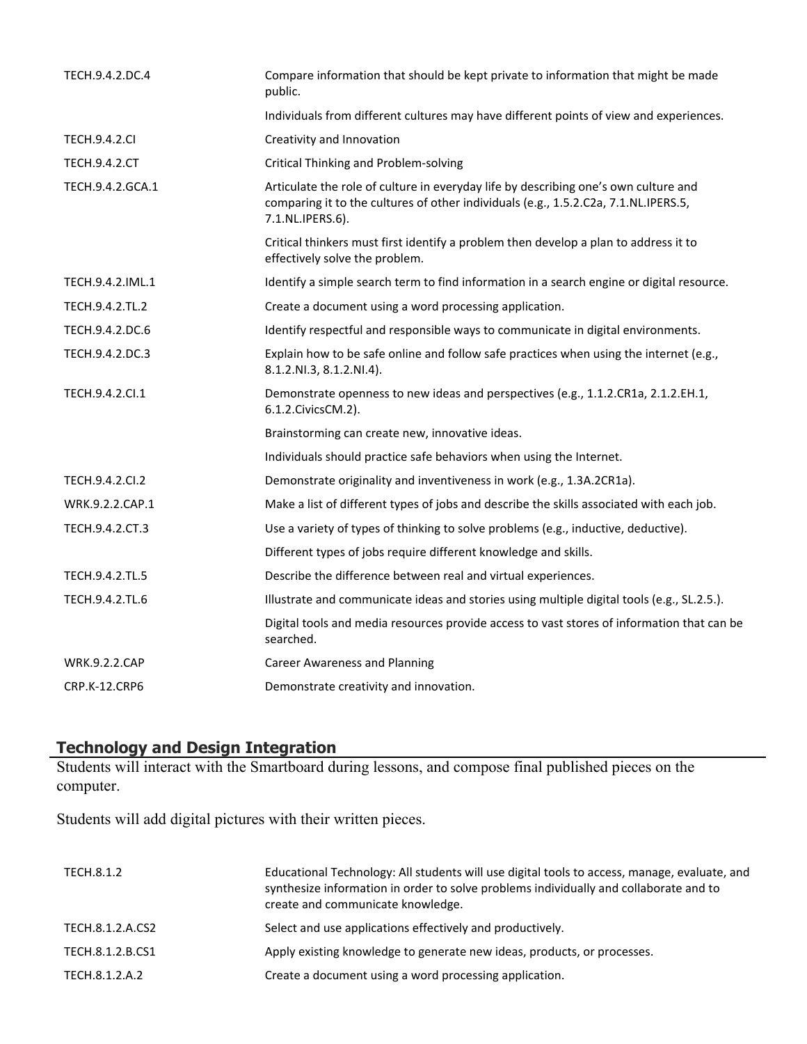| | |
|---|---|
| TECH.9.4.2.DC.4 | Compare information that should be kept private to information that might be made public. |
| | Individuals from different cultures may have different points of view and experiences. |
| TECH.9.4.2.CI | Creativity and Innovation |
| TECH.9.4.2.CT | Critical Thinking and Problem-solving |
| TECH.9.4.2.GCA.1 | Articulate the role of culture in everyday life by describing one's own culture and comparing it to the cultures of other individuals (e.g., 1.5.2.C2a, 7.1.NL.IPERS.5, 7.1.NL.IPERS.6). |
| | Critical thinkers must first identify a problem then develop a plan to address it to effectively solve the problem. |
| TECH.9.4.2.IML.1 | Identify a simple search term to find information in a search engine or digital resource. |
| TECH.9.4.2.TL.2 | Create a document using a word processing application. |
| TECH.9.4.2.DC.6 | Identify respectful and responsible ways to communicate in digital environments. |
| TECH.9.4.2.DC.3 | Explain how to be safe online and follow safe practices when using the internet (e.g., 8.1.2.NI.3, 8.1.2.NI.4). |
| TECH.9.4.2.CI.1 | Demonstrate openness to new ideas and perspectives (e.g., 1.1.2.CR1a, 2.1.2.EH.1, 6.1.2.CivicsCM.2). |
| | Brainstorming can create new, innovative ideas. |
| | Individuals should practice safe behaviors when using the Internet. |
| TECH.9.4.2.CI.2 | Demonstrate originality and inventiveness in work (e.g., 1.3A.2CR1a). |
| WRK.9.2.2.CAP.1 | Make a list of different types of jobs and describe the skills associated with each job. |
| TECH.9.4.2.CT.3 | Use a variety of types of thinking to solve problems (e.g., inductive, deductive). |
| | Different types of jobs require different knowledge and skills. |
| TECH.9.4.2.TL.5 | Describe the difference between real and virtual experiences. |
| TECH.9.4.2.TL.6 | Illustrate and communicate ideas and stories using multiple digital tools (e.g., SL.2.5.). |
| | Digital tools and media resources provide access to vast stores of information that can be searched. |
| WRK.9.2.2.CAP | Career Awareness and Planning |
| CRP.K-12.CRP6 | Demonstrate creativity and innovation. |

## Technology and Design Integration

Students will interact with the Smartboard during lessons, and compose final published pieces on the computer.

Students will add digital pictures with their written pieces.

| | |
|---|---|
| TECH.8.1.2 | Educational Technology: All students will use digital tools to access, manage, evaluate, and synthesize information in order to solve problems individually and collaborate and to create and communicate knowledge. |
| TECH.8.1.2.A.CS2 | Select and use applications effectively and productively. |
| TECH.8.1.2.B.CS1 | Apply existing knowledge to generate new ideas, products, or processes. |
| TECH.8.1.2.A.2 | Create a document using a word processing application. |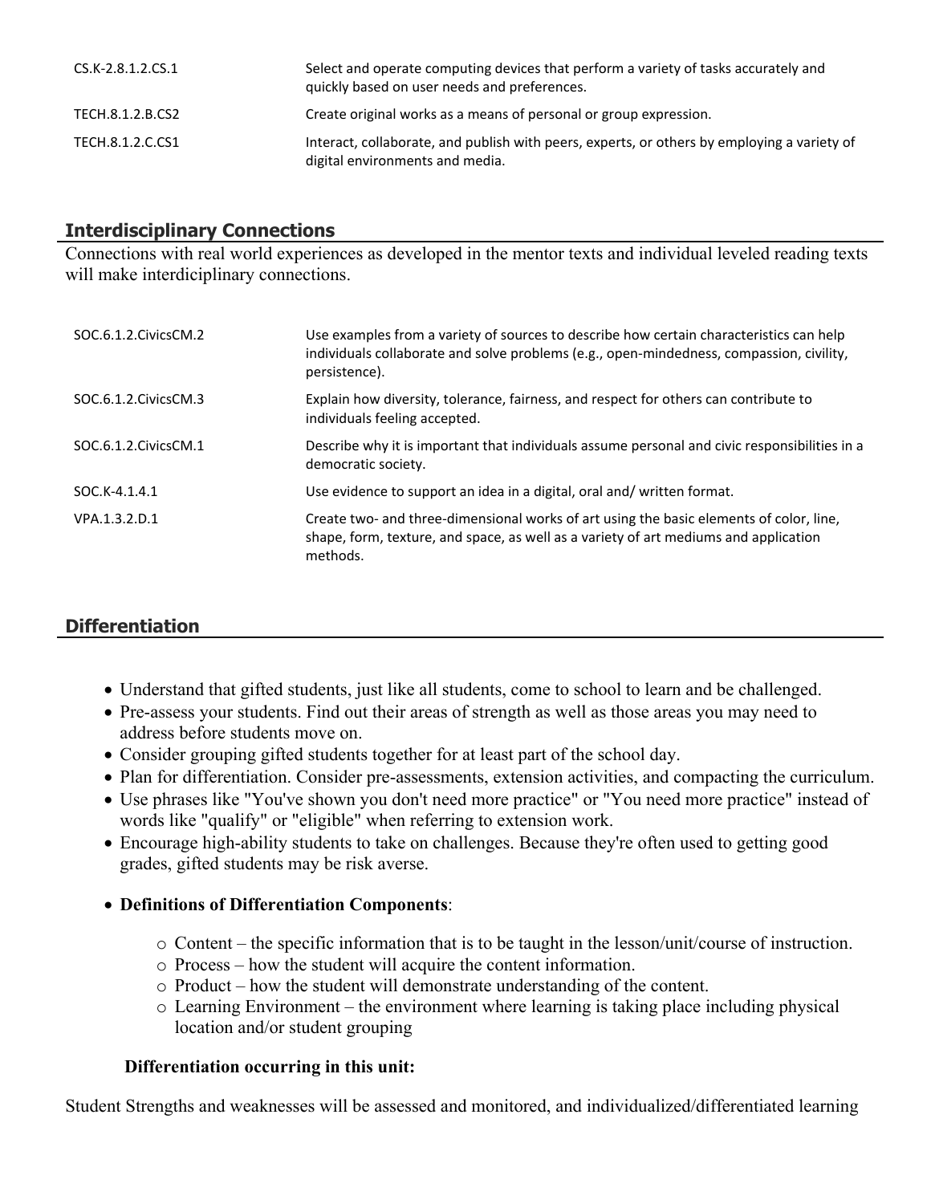| | |
|---|---|
| CS.K-2.8.1.2.CS.1 | Select and operate computing devices that perform a variety of tasks accurately and quickly based on user needs and preferences. |
| TECH.8.1.2.B.CS2 | Create original works as a means of personal or group expression. |
| TECH.8.1.2.C.CS1 | Interact, collaborate, and publish with peers, experts, or others by employing a variety of digital environments and media. |

## Interdisciplinary Connections

Connections with real world experiences as developed in the mentor texts and individual leveled reading texts will make interdiciplinary connections.

| | |
|---|---|
| SOC.6.1.2.CivicsCM.2 | Use examples from a variety of sources to describe how certain characteristics can help individuals collaborate and solve problems (e.g., open-mindedness, compassion, civility, persistence). |
| SOC.6.1.2.CivicsCM.3 | Explain how diversity, tolerance, fairness, and respect for others can contribute to individuals feeling accepted. |
| SOC.6.1.2.CivicsCM.1 | Describe why it is important that individuals assume personal and civic responsibilities in a democratic society. |
| SOC.K-4.1.4.1 | Use evidence to support an idea in a digital, oral and/ written format. |
| VPA.1.3.2.D.1 | Create two- and three-dimensional works of art using the basic elements of color, line, shape, form, texture, and space, as well as a variety of art mediums and application methods. |

## Differentiation

- Understand that gifted students, just like all students, come to school to learn and be challenged.
- Pre-assess your students. Find out their areas of strength as well as those areas you may need to address before students move on.
- Consider grouping gifted students together for at least part of the school day.
- Plan for differentiation. Consider pre-assessments, extension activities, and compacting the curriculum.
- Use phrases like "You've shown you don't need more practice" or "You need more practice" instead of words like "qualify" or "eligible" when referring to extension work.
- Encourage high-ability students to take on challenges. Because they're often used to getting good grades, gifted students may be risk averse.
- **Definitions of Differentiation Components**:
  - Content – the specific information that is to be taught in the lesson/unit/course of instruction.
  - Process – how the student will acquire the content information.
  - Product – how the student will demonstrate understanding of the content.
  - Learning Environment – the environment where learning is taking place including physical location and/or student grouping

**Differentiation occurring in this unit:**

Student Strengths and weaknesses will be assessed and monitored, and individualized/differentiated learning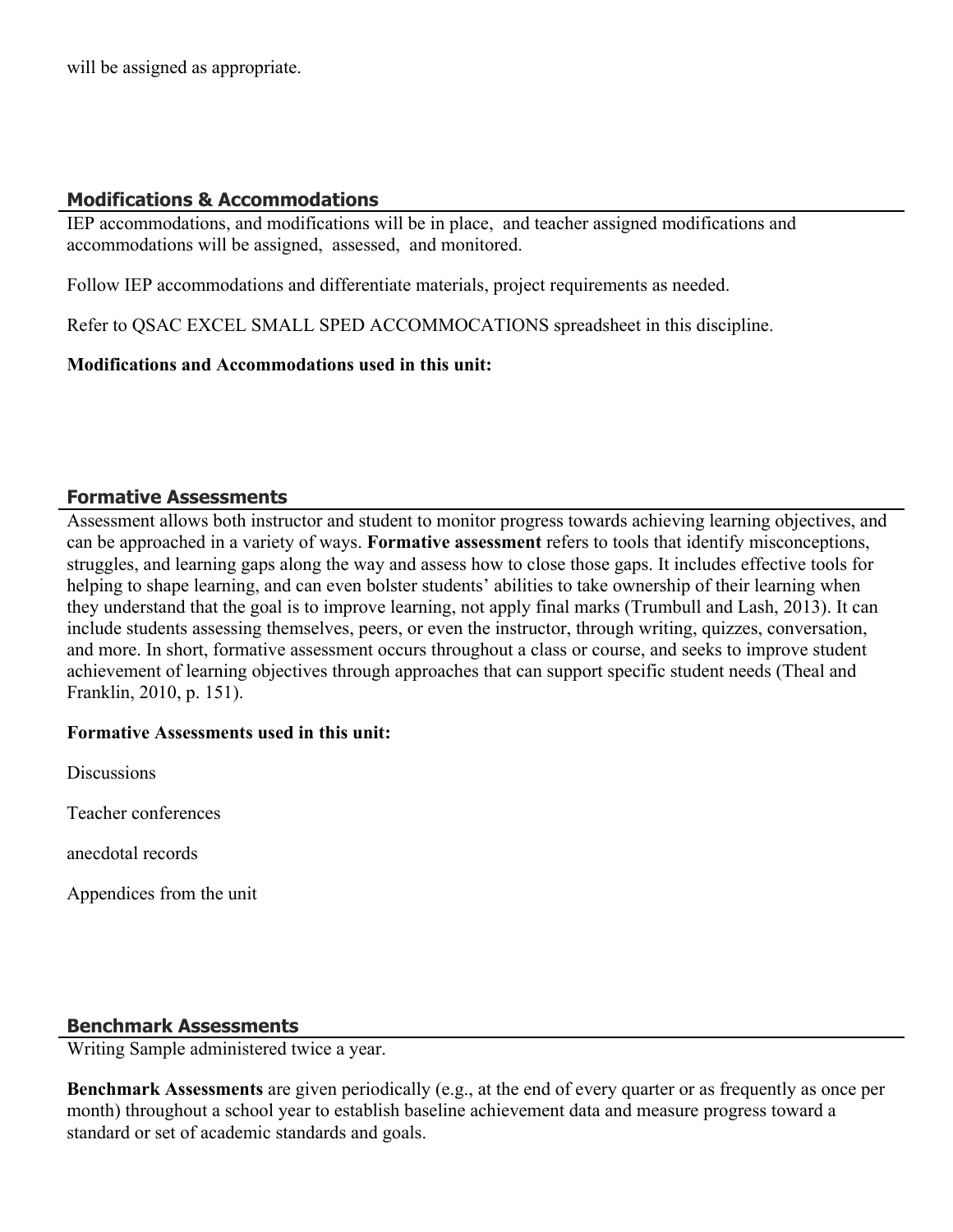will be assigned as appropriate.

## Modifications & Accommodations

IEP accommodations, and modifications will be in place, and teacher assigned modifications and accommodations will be assigned, assessed, and monitored.

Follow IEP accommodations and differentiate materials, project requirements as needed.

Refer to QSAC EXCEL SMALL SPED ACCOMMOCATIONS spreadsheet in this discipline.

**Modifications and Accommodations used in this unit:**

## Formative Assessments

Assessment allows both instructor and student to monitor progress towards achieving learning objectives, and can be approached in a variety of ways. **Formative assessment** refers to tools that identify misconceptions, struggles, and learning gaps along the way and assess how to close those gaps. It includes effective tools for helping to shape learning, and can even bolster students' abilities to take ownership of their learning when they understand that the goal is to improve learning, not apply final marks (Trumbull and Lash, 2013). It can include students assessing themselves, peers, or even the instructor, through writing, quizzes, conversation, and more. In short, formative assessment occurs throughout a class or course, and seeks to improve student achievement of learning objectives through approaches that can support specific student needs (Theal and Franklin, 2010, p. 151).

**Formative Assessments used in this unit:**

Discussions

Teacher conferences

anecdotal records

Appendices from the unit

## Benchmark Assessments

Writing Sample administered twice a year.

**Benchmark Assessments** are given periodically (e.g., at the end of every quarter or as frequently as once per month) throughout a school year to establish baseline achievement data and measure progress toward a standard or set of academic standards and goals.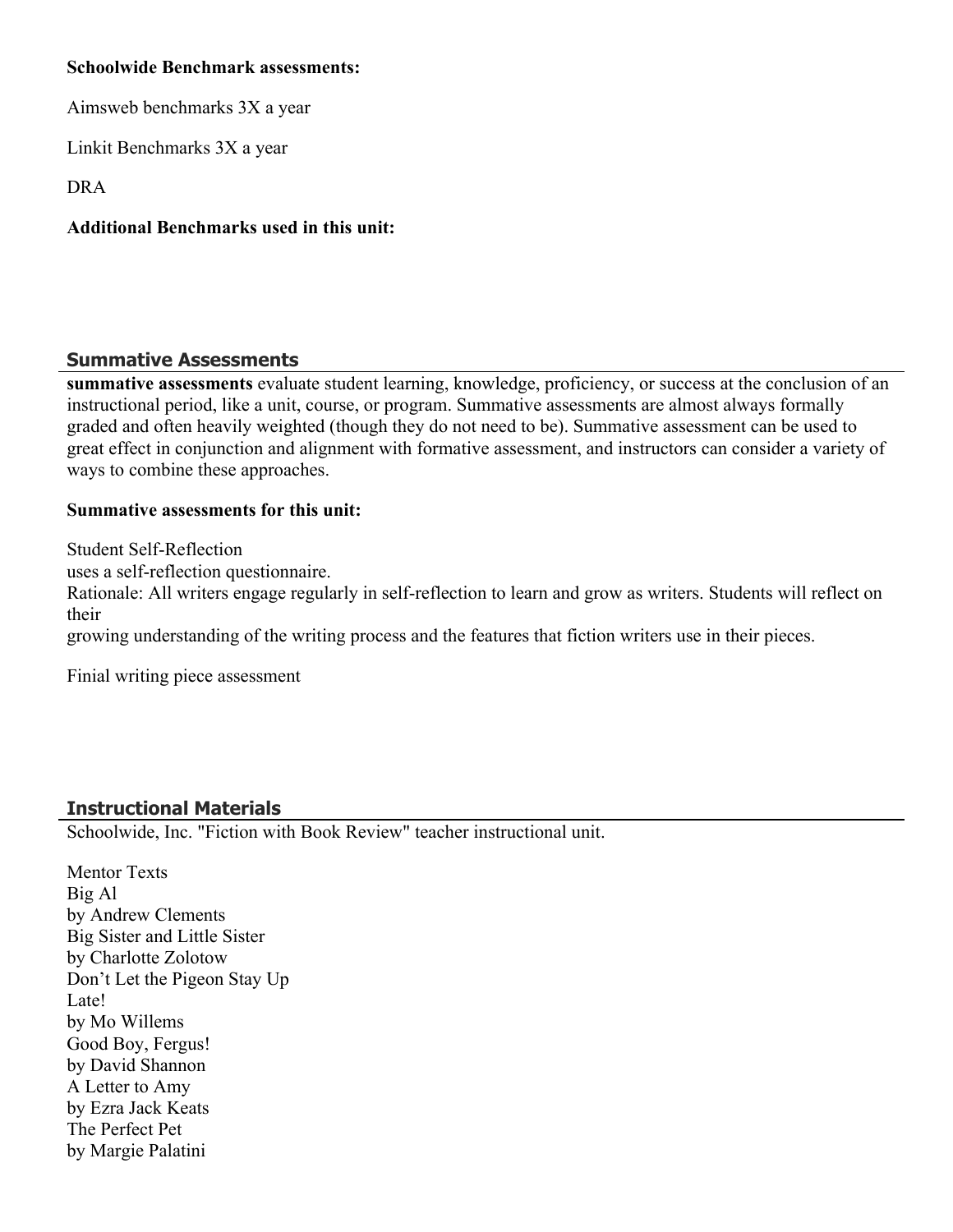**Schoolwide Benchmark assessments:**

Aimsweb benchmarks 3X a year

Linkit Benchmarks 3X a year

DRA

**Additional Benchmarks used in this unit:**

## Summative Assessments

**summative assessments** evaluate student learning, knowledge, proficiency, or success at the conclusion of an instructional period, like a unit, course, or program. Summative assessments are almost always formally graded and often heavily weighted (though they do not need to be). Summative assessment can be used to great effect in conjunction and alignment with formative assessment, and instructors can consider a variety of ways to combine these approaches.

**Summative assessments for this unit:**

Student Self-Reflection
uses a self-reflection questionnaire.
Rationale: All writers engage regularly in self-reflection to learn and grow as writers. Students will reflect on their
growing understanding of the writing process and the features that fiction writers use in their pieces.

Finial writing piece assessment

## Instructional Materials

Schoolwide, Inc. "Fiction with Book Review" teacher instructional unit.

Mentor Texts
Big Al
by Andrew Clements
Big Sister and Little Sister
by Charlotte Zolotow
Don't Let the Pigeon Stay Up
Late!
by Mo Willems
Good Boy, Fergus!
by David Shannon
A Letter to Amy
by Ezra Jack Keats
The Perfect Pet
by Margie Palatini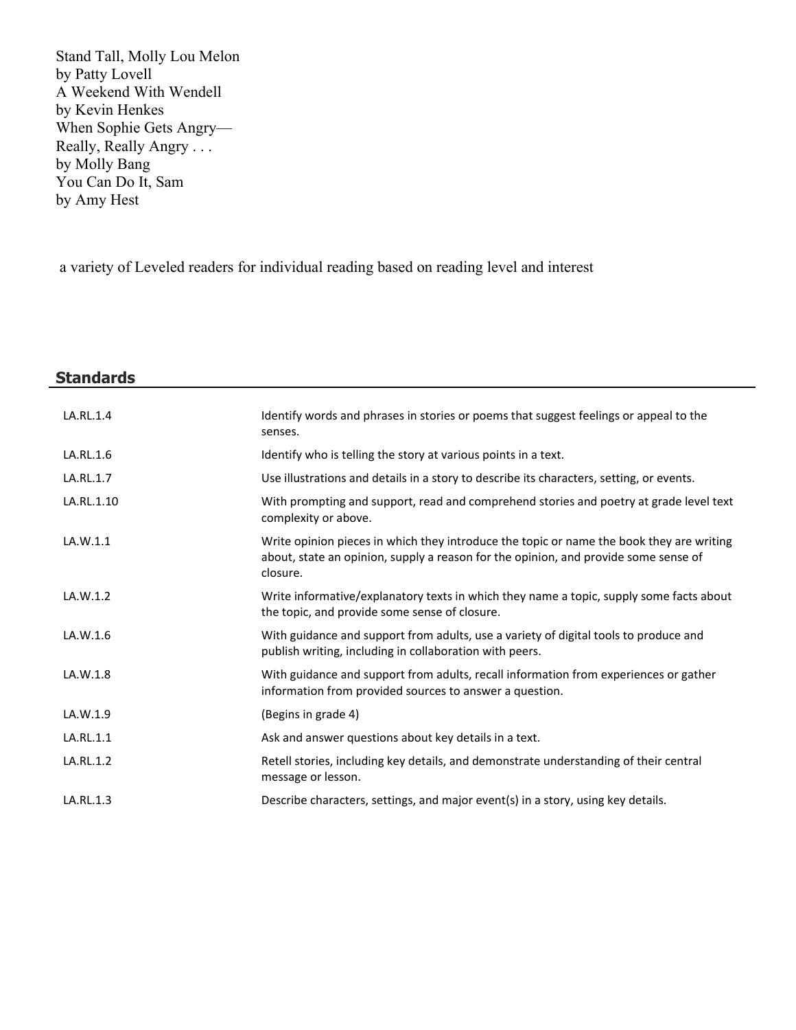Stand Tall, Molly Lou Melon
by Patty Lovell
A Weekend With Wendell
by Kevin Henkes
When Sophie Gets Angry—
Really, Really Angry . . .
by Molly Bang
You Can Do It, Sam
by Amy Hest

a variety of Leveled readers for individual reading based on reading level and interest

## Standards

| | |
|---|---|
| LA.RL.1.4 | Identify words and phrases in stories or poems that suggest feelings or appeal to the senses. |
| LA.RL.1.6 | Identify who is telling the story at various points in a text. |
| LA.RL.1.7 | Use illustrations and details in a story to describe its characters, setting, or events. |
| LA.RL.1.10 | With prompting and support, read and comprehend stories and poetry at grade level text complexity or above. |
| LA.W.1.1 | Write opinion pieces in which they introduce the topic or name the book they are writing about, state an opinion, supply a reason for the opinion, and provide some sense of closure. |
| LA.W.1.2 | Write informative/explanatory texts in which they name a topic, supply some facts about the topic, and provide some sense of closure. |
| LA.W.1.6 | With guidance and support from adults, use a variety of digital tools to produce and publish writing, including in collaboration with peers. |
| LA.W.1.8 | With guidance and support from adults, recall information from experiences or gather information from provided sources to answer a question. |
| LA.W.1.9 | (Begins in grade 4) |
| LA.RL.1.1 | Ask and answer questions about key details in a text. |
| LA.RL.1.2 | Retell stories, including key details, and demonstrate understanding of their central message or lesson. |
| LA.RL.1.3 | Describe characters, settings, and major event(s) in a story, using key details. |